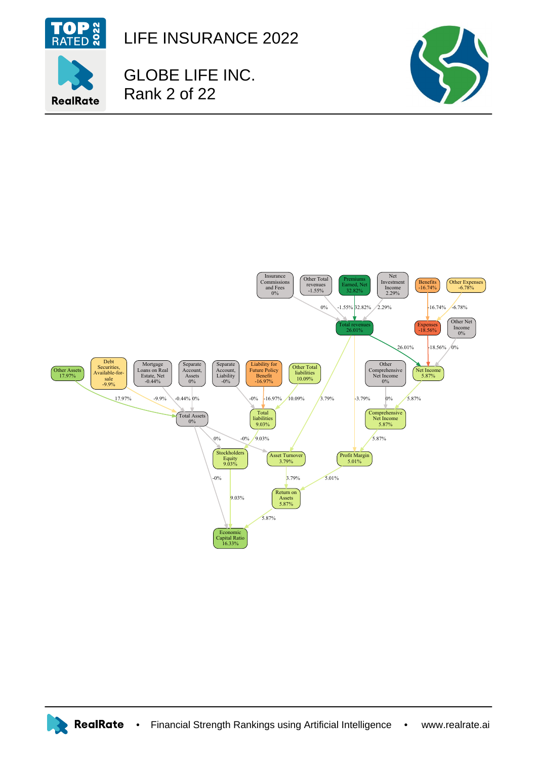# LIFE INSURANCE 2022

## GLOBE LIFE INC.
Rank 2 of 22

Insurance Commissions and Fees 0%

Other Total revenues -1.55%

Premiums Earned, Net 32.82%

Net Investment Income 2.29%

Benefits -16.74%

Other Expenses -6.78%

Total revenues 26.01%

Expenses -18.56%

Other Net Income 0%

Other Assets 17.97%

Debt Securities, Available-for-sale -9.9%

Mortgage Loans on Real Estate, Net -0.44%

Separate Account, Assets 0%

Separate Account, Liability -0%

Liability for Future Policy Benefit -16.97%

Other Total liabilities 10.09%

Other Comprehensive Net Income 0%

Net Income 5.87%

Total Assets 0%

Total liabilities 9.03%

Comprehensive Net Income 5.87%

Stockholders Equity 9.03%

Asset Turnover 3.79%

Profit Margin 5.01%

Return on Assets 5.87%

Economic Capital Ratio 16.33%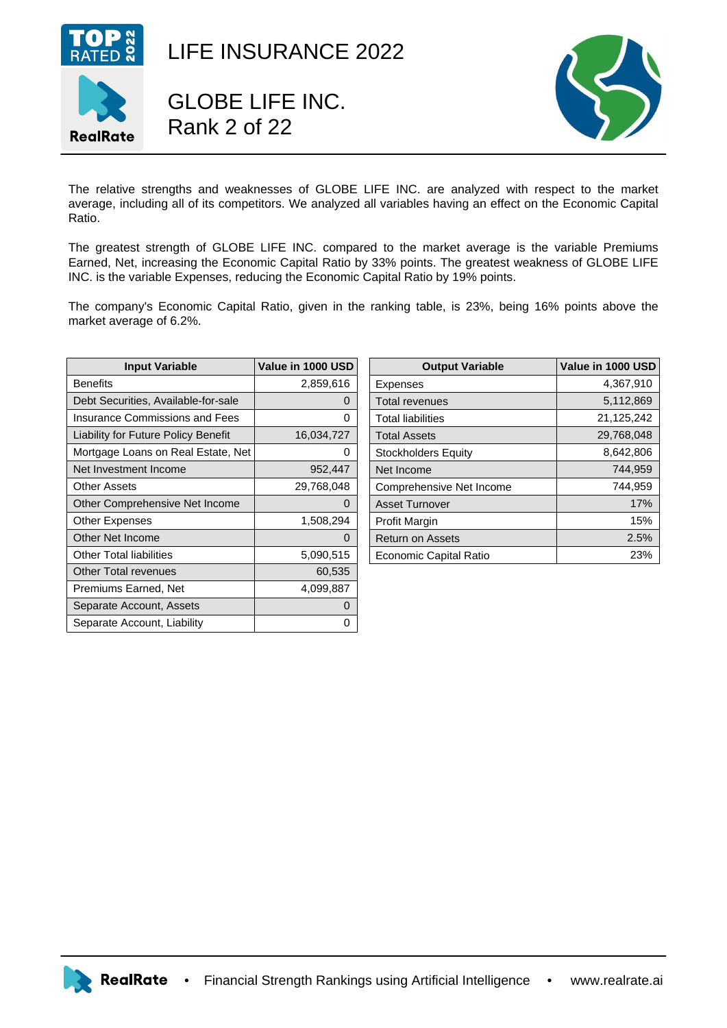# LIFE INSURANCE 2022

# GLOBE LIFE INC.
Rank 2 of 22

The relative strengths and weaknesses of GLOBE LIFE INC. are analyzed with respect to the market average, including all of its competitors. We analyzed all variables having an effect on the Economic Capital Ratio.

The greatest strength of GLOBE LIFE INC. compared to the market average is the variable Premiums Earned, Net, increasing the Economic Capital Ratio by 33% points. The greatest weakness of GLOBE LIFE INC. is the variable Expenses, reducing the Economic Capital Ratio by 19% points.

The company's Economic Capital Ratio, given in the ranking table, is 23%, being 16% points above the market average of 6.2%.

| Input Variable | Value in 1000 USD |
|---|---|
| Benefits | 2,859,616 |
| Debt Securities, Available-for-sale | 0 |
| Insurance Commissions and Fees | 0 |
| Liability for Future Policy Benefit | 16,034,727 |
| Mortgage Loans on Real Estate, Net | 0 |
| Net Investment Income | 952,447 |
| Other Assets | 29,768,048 |
| Other Comprehensive Net Income | 0 |
| Other Expenses | 1,508,294 |
| Other Net Income | 0 |
| Other Total liabilities | 5,090,515 |
| Other Total revenues | 60,535 |
| Premiums Earned, Net | 4,099,887 |
| Separate Account, Assets | 0 |
| Separate Account, Liability | 0 |

| Output Variable | Value in 1000 USD |
|---|---|
| Expenses | 4,367,910 |
| Total revenues | 5,112,869 |
| Total liabilities | 21,125,242 |
| Total Assets | 29,768,048 |
| Stockholders Equity | 8,642,806 |
| Net Income | 744,959 |
| Comprehensive Net Income | 744,959 |
| Asset Turnover | 17% |
| Profit Margin | 15% |
| Return on Assets | 2.5% |
| Economic Capital Ratio | 23% |